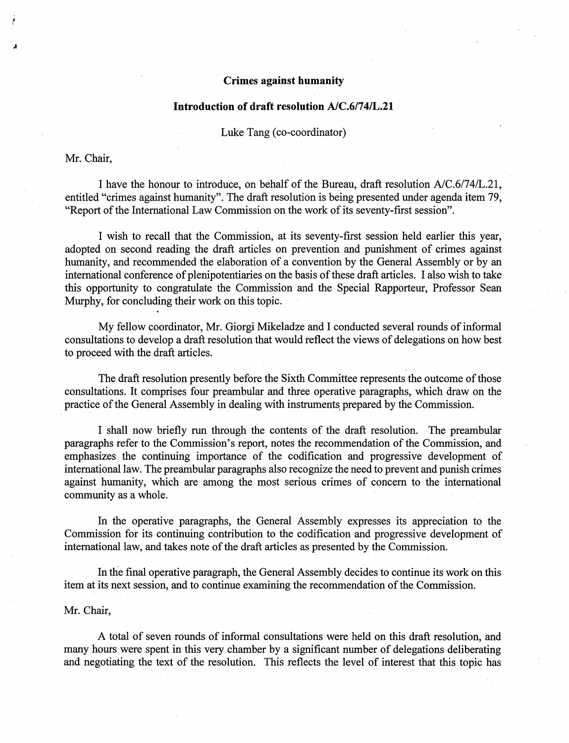# Crimes against humanity

## Introduction of draft resolution A/C.6/74/L.21

Luke Tang (co-coordinator)

Mr. Chair,

I have the honour to introduce, on behalf of the Bureau, draft resolution A/C.6/74/L.21, entitled "crimes against humanity". The draft resolution is being presented under agenda item 79, "Report of the International Law Commission on the work of its seventy-first session".

I wish to recall that the Commission, at its seventy-first session held earlier this year, adopted on second reading the draft articles on prevention and punishment of crimes against humanity, and recommended the elaboration of a convention by the General Assembly or by an international conference of plenipotentiaries on the basis of these draft articles. I also wish to take this opportunity to congratulate the Commission and the Special Rapporteur, Professor Sean Murphy, for concluding their work on this topic.

My fellow coordinator, Mr. Giorgi Mikeladze and I conducted several rounds of informal consultations to develop a draft resolution that would reflect the views of delegations on how best to proceed with the draft articles.

The draft resolution presently before the Sixth Committee represents the outcome of those consultations. It comprises four preambular and three operative paragraphs, which draw on the practice of the General Assembly in dealing with instruments prepared by the Commission.

I shall now briefly run through the contents of the draft resolution. The preambular paragraphs refer to the Commission's report, notes the recommendation of the Commission, and emphasizes the continuing importance of the codification and progressive development of international law. The preambular paragraphs also recognize the need to prevent and punish crimes against humanity, which are among the most serious crimes of concern to the international community as a whole.

In the operative paragraphs, the General Assembly expresses its appreciation to the Commission for its continuing contribution to the codification and progressive development of international law, and takes note of the draft articles as presented by the Commission.

In the final operative paragraph, the General Assembly decides to continue its work on this item at its next session, and to continue examining the recommendation of the Commission.

Mr. Chair,

A total of seven rounds of informal consultations were held on this draft resolution, and many hours were spent in this very chamber by a significant number of delegations deliberating and negotiating the text of the resolution. This reflects the level of interest that this topic has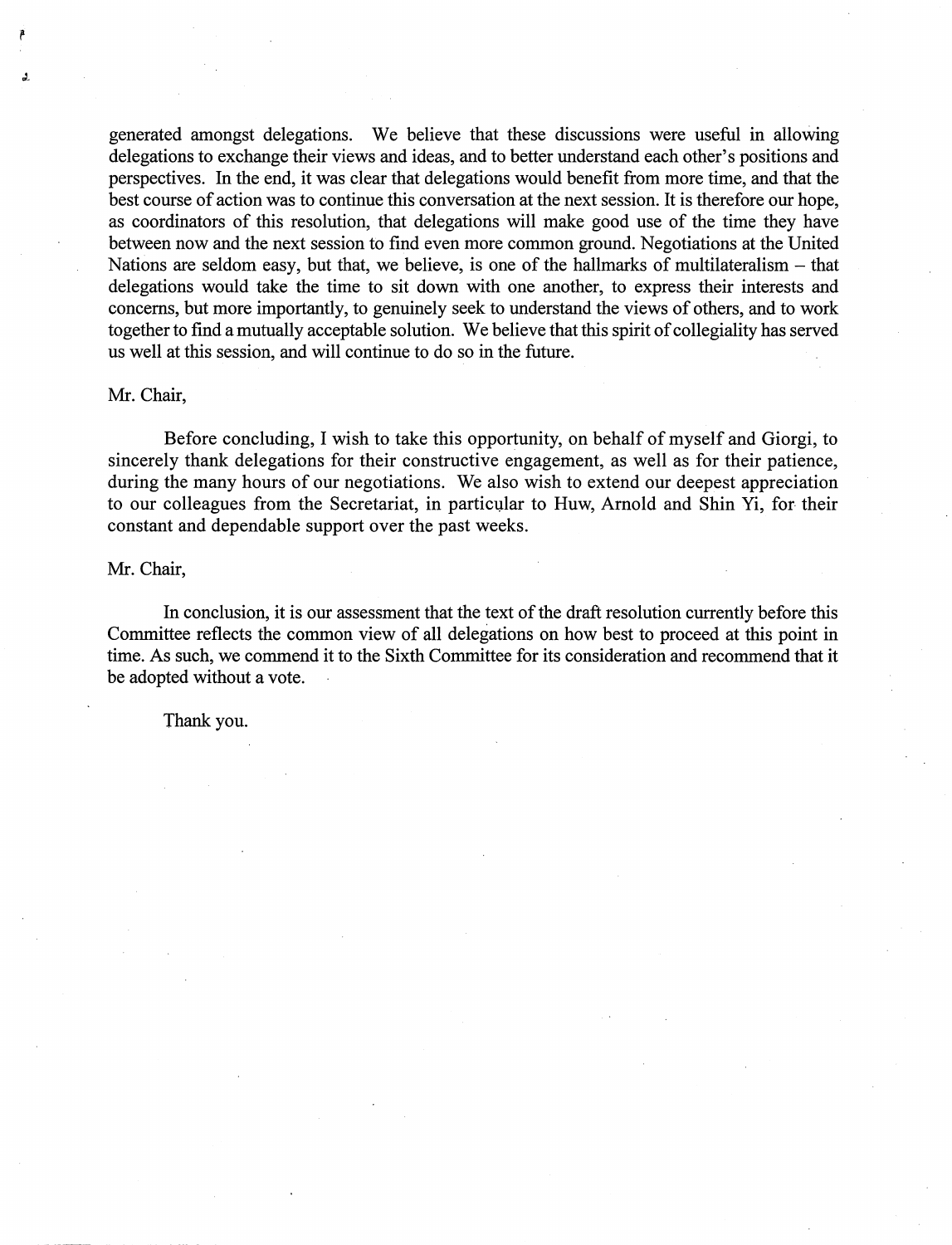generated amongst delegations. We believe that these discussions were useful in allowing delegations to exchange their views and ideas, and to better understand each other's positions and perspectives. In the end, it was clear that delegations would benefit from more time, and that the best course of action was to continue this conversation at the next session. It is therefore our hope, as coordinators of this resolution, that delegations will make good use of the time they have between now and the next session to find even more common ground. Negotiations at the United Nations are seldom easy, but that, we believe, is one of the hallmarks of multilateralism – that delegations would take the time to sit down with one another, to express their interests and concerns, but more importantly, to genuinely seek to understand the views of others, and to work together to find a mutually acceptable solution. We believe that this spirit of collegiality has served us well at this session, and will continue to do so in the future.

Mr. Chair,

Before concluding, I wish to take this opportunity, on behalf of myself and Giorgi, to sincerely thank delegations for their constructive engagement, as well as for their patience, during the many hours of our negotiations. We also wish to extend our deepest appreciation to our colleagues from the Secretariat, in particular to Huw, Arnold and Shin Yi, for their constant and dependable support over the past weeks.

Mr. Chair,

In conclusion, it is our assessment that the text of the draft resolution currently before this Committee reflects the common view of all delegations on how best to proceed at this point in time. As such, we commend it to the Sixth Committee for its consideration and recommend that it be adopted without a vote.

Thank you.